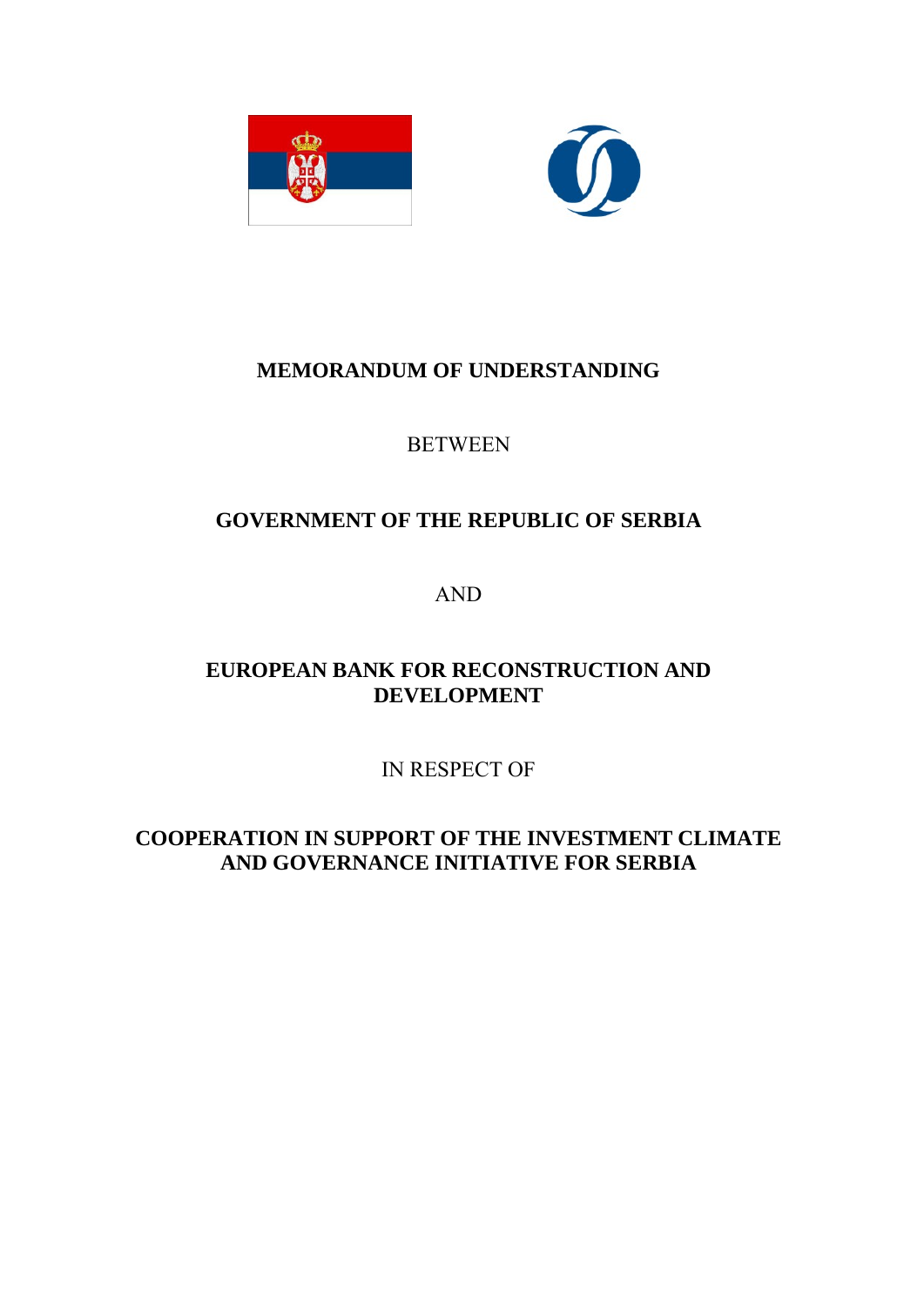**MEMORANDUM OF UNDERSTANDING**

BETWEEN

**GOVERNMENT OF THE REPUBLIC OF SERBIA**

AND

**EUROPEAN BANK FOR RECONSTRUCTION AND DEVELOPMENT**

IN RESPECT OF

**COOPERATION IN SUPPORT OF THE INVESTMENT CLIMATE AND GOVERNANCE INITIATIVE FOR SERBIA**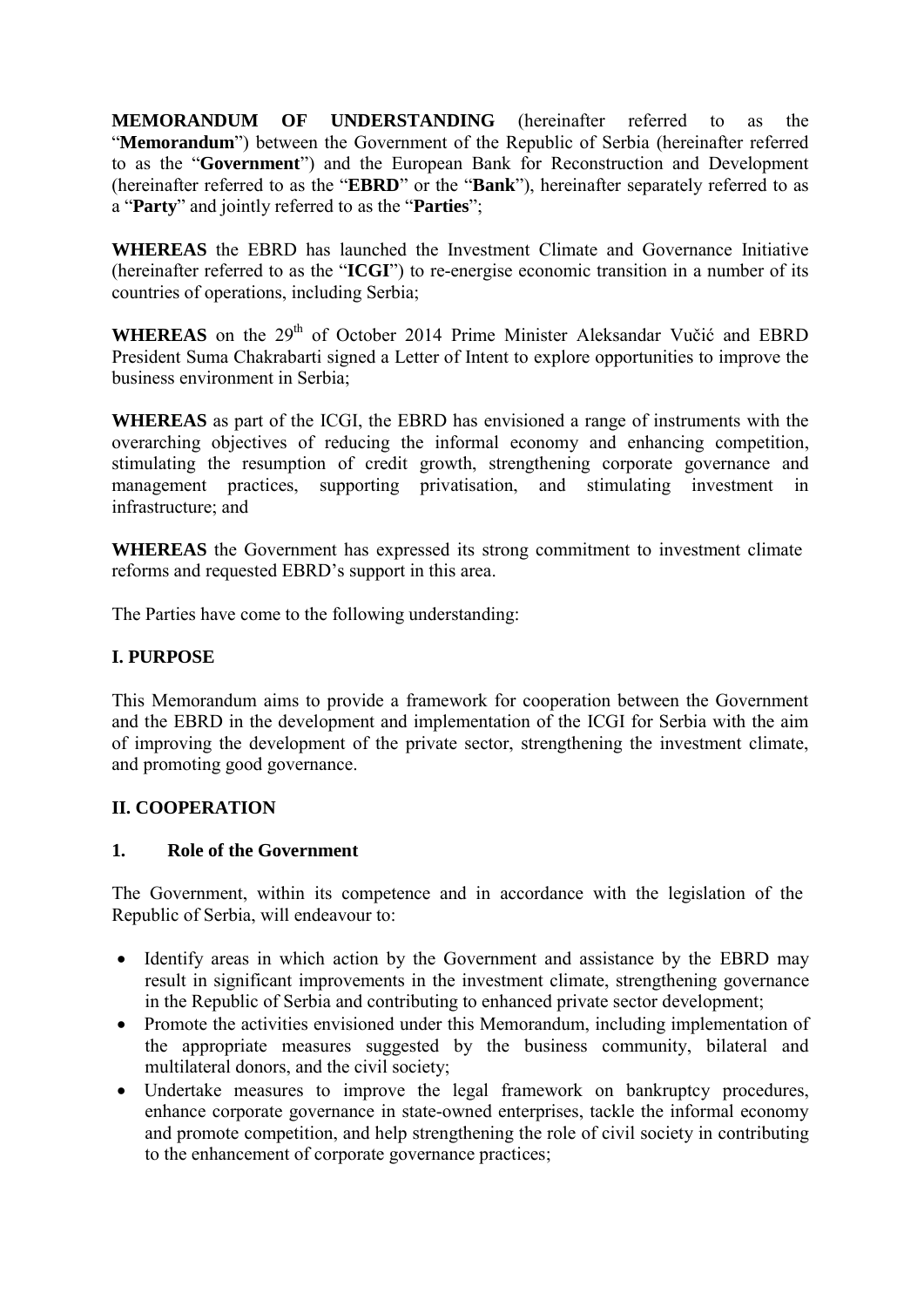**MEMORANDUM OF UNDERSTANDING** (hereinafter referred to as the "**Memorandum**") between the Government of the Republic of Serbia (hereinafter referred to as the "**Government**") and the European Bank for Reconstruction and Development (hereinafter referred to as the "**EBRD**" or the "**Bank**"), hereinafter separately referred to as a "**Party**" and jointly referred to as the "**Parties**";

**WHEREAS** the EBRD has launched the Investment Climate and Governance Initiative (hereinafter referred to as the "**ICGI**") to re-energise economic transition in a number of its countries of operations, including Serbia;

**WHEREAS** on the 29th of October 2014 Prime Minister Aleksandar Vučić and EBRD President Suma Chakrabarti signed a Letter of Intent to explore opportunities to improve the business environment in Serbia;

**WHEREAS** as part of the ICGI, the EBRD has envisioned a range of instruments with the overarching objectives of reducing the informal economy and enhancing competition, stimulating the resumption of credit growth, strengthening corporate governance and management practices, supporting privatisation, and stimulating investment in infrastructure; and

**WHEREAS** the Government has expressed its strong commitment to investment climate reforms and requested EBRD's support in this area.

The Parties have come to the following understanding:

## I. PURPOSE

This Memorandum aims to provide a framework for cooperation between the Government and the EBRD in the development and implementation of the ICGI for Serbia with the aim of improving the development of the private sector, strengthening the investment climate, and promoting good governance.

## II. COOPERATION

### 1. Role of the Government

The Government, within its competence and in accordance with the legislation of the Republic of Serbia, will endeavour to:

- Identify areas in which action by the Government and assistance by the EBRD may result in significant improvements in the investment climate, strengthening governance in the Republic of Serbia and contributing to enhanced private sector development;
- Promote the activities envisioned under this Memorandum, including implementation of the appropriate measures suggested by the business community, bilateral and multilateral donors, and the civil society;
- Undertake measures to improve the legal framework on bankruptcy procedures, enhance corporate governance in state-owned enterprises, tackle the informal economy and promote competition, and help strengthening the role of civil society in contributing to the enhancement of corporate governance practices;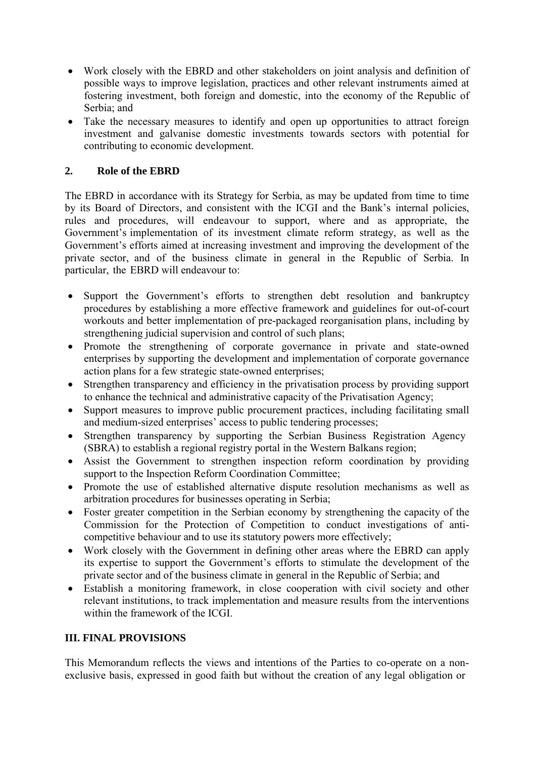- Work closely with the EBRD and other stakeholders on joint analysis and definition of possible ways to improve legislation, practices and other relevant instruments aimed at fostering investment, both foreign and domestic, into the economy of the Republic of Serbia; and
- Take the necessary measures to identify and open up opportunities to attract foreign investment and galvanise domestic investments towards sectors with potential for contributing to economic development.

## 2. Role of the EBRD

The EBRD in accordance with its Strategy for Serbia, as may be updated from time to time by its Board of Directors, and consistent with the ICGI and the Bank's internal policies, rules and procedures, will endeavour to support, where and as appropriate, the Government's implementation of its investment climate reform strategy, as well as the Government's efforts aimed at increasing investment and improving the development of the private sector, and of the business climate in general in the Republic of Serbia. In particular, the EBRD will endeavour to:

- Support the Government's efforts to strengthen debt resolution and bankruptcy procedures by establishing a more effective framework and guidelines for out-of-court workouts and better implementation of pre-packaged reorganisation plans, including by strengthening judicial supervision and control of such plans;
- Promote the strengthening of corporate governance in private and state-owned enterprises by supporting the development and implementation of corporate governance action plans for a few strategic state-owned enterprises;
- Strengthen transparency and efficiency in the privatisation process by providing support to enhance the technical and administrative capacity of the Privatisation Agency;
- Support measures to improve public procurement practices, including facilitating small and medium-sized enterprises' access to public tendering processes;
- Strengthen transparency by supporting the Serbian Business Registration Agency (SBRA) to establish a regional registry portal in the Western Balkans region;
- Assist the Government to strengthen inspection reform coordination by providing support to the Inspection Reform Coordination Committee;
- Promote the use of established alternative dispute resolution mechanisms as well as arbitration procedures for businesses operating in Serbia;
- Foster greater competition in the Serbian economy by strengthening the capacity of the Commission for the Protection of Competition to conduct investigations of anti-competitive behaviour and to use its statutory powers more effectively;
- Work closely with the Government in defining other areas where the EBRD can apply its expertise to support the Government's efforts to stimulate the development of the private sector and of the business climate in general in the Republic of Serbia; and
- Establish a monitoring framework, in close cooperation with civil society and other relevant institutions, to track implementation and measure results from the interventions within the framework of the ICGI.

# III. FINAL PROVISIONS

This Memorandum reflects the views and intentions of the Parties to co-operate on a non-exclusive basis, expressed in good faith but without the creation of any legal obligation or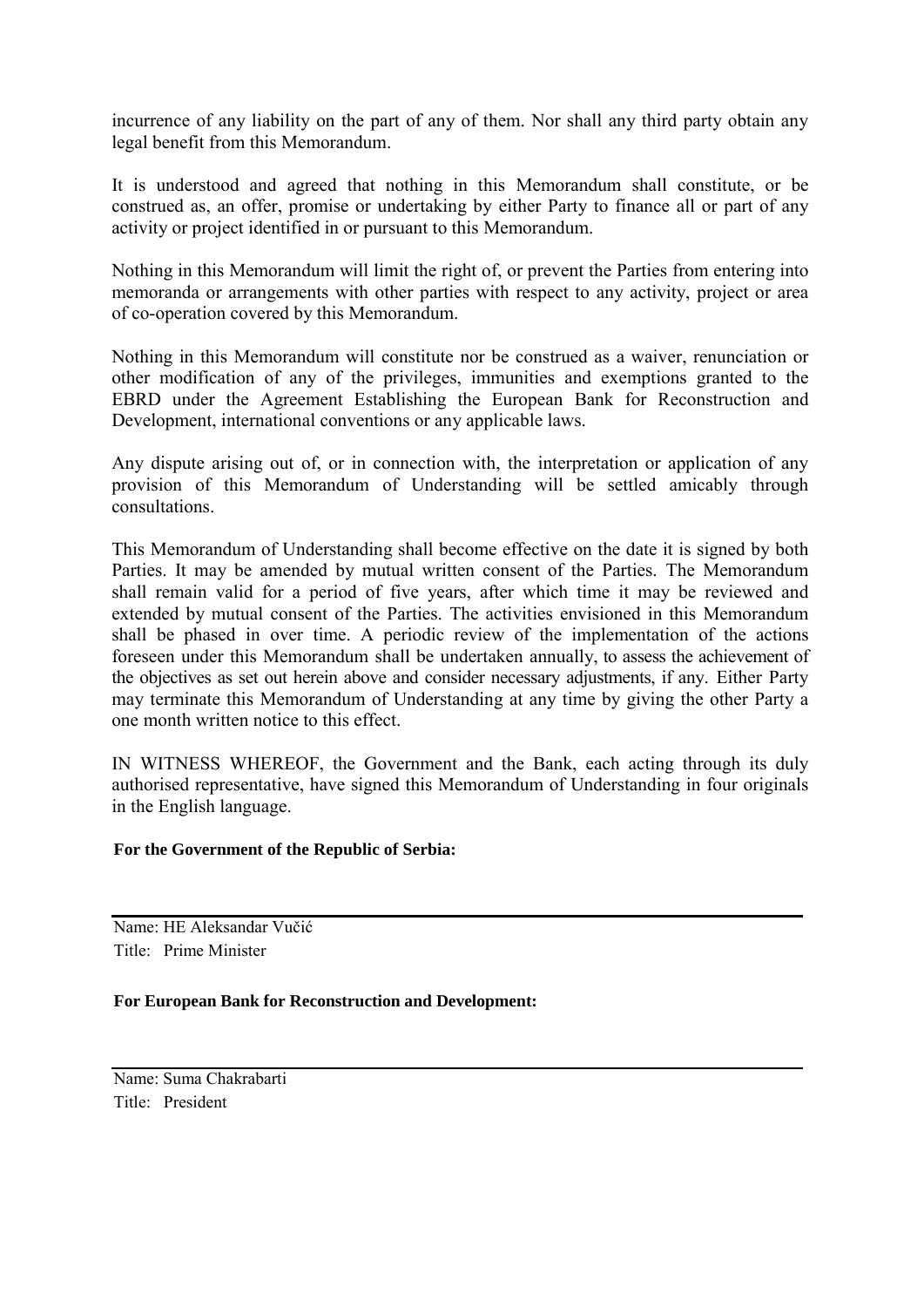incurrence of any liability on the part of any of them. Nor shall any third party obtain any legal benefit from this Memorandum.

It is understood and agreed that nothing in this Memorandum shall constitute, or be construed as, an offer, promise or undertaking by either Party to finance all or part of any activity or project identified in or pursuant to this Memorandum.

Nothing in this Memorandum will limit the right of, or prevent the Parties from entering into memoranda or arrangements with other parties with respect to any activity, project or area of co-operation covered by this Memorandum.

Nothing in this Memorandum will constitute nor be construed as a waiver, renunciation or other modification of any of the privileges, immunities and exemptions granted to the EBRD under the Agreement Establishing the European Bank for Reconstruction and Development, international conventions or any applicable laws.

Any dispute arising out of, or in connection with, the interpretation or application of any provision of this Memorandum of Understanding will be settled amicably through consultations.

This Memorandum of Understanding shall become effective on the date it is signed by both Parties. It may be amended by mutual written consent of the Parties. The Memorandum shall remain valid for a period of five years, after which time it may be reviewed and extended by mutual consent of the Parties. The activities envisioned in this Memorandum shall be phased in over time. A periodic review of the implementation of the actions foreseen under this Memorandum shall be undertaken annually, to assess the achievement of the objectives as set out herein above and consider necessary adjustments, if any. Either Party may terminate this Memorandum of Understanding at any time by giving the other Party a one month written notice to this effect.

IN WITNESS WHEREOF, the Government and the Bank, each acting through its duly authorised representative, have signed this Memorandum of Understanding in four originals in the English language.

**For the Government of the Republic of Serbia:**

---

Name: HE Aleksandar Vučić
Title: Prime Minister

**For European Bank for Reconstruction and Development:**

---

Name: Suma Chakrabarti
Title: President